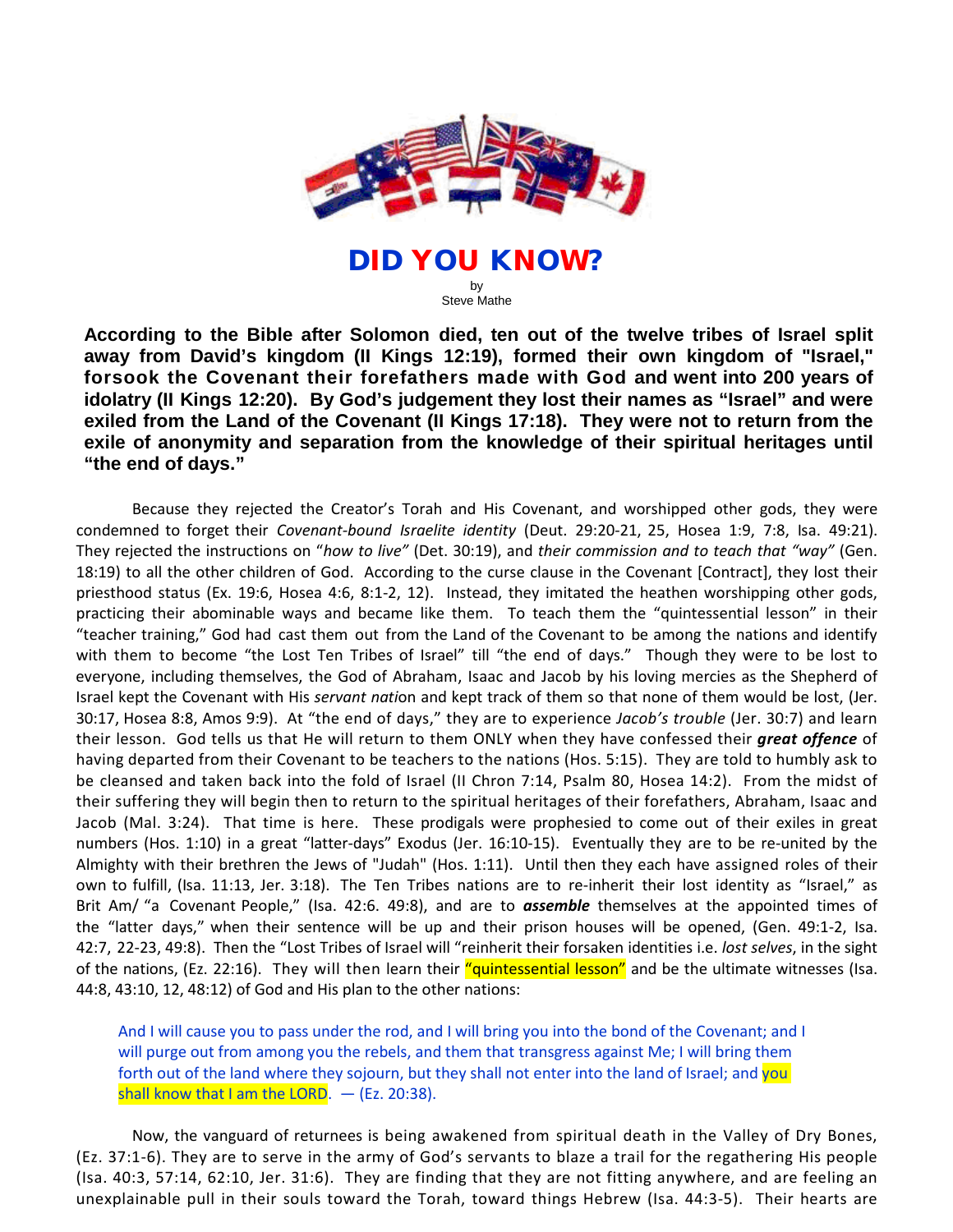# DID YOU KNOW?

by
Steve Mathe

**According to the Bible after Solomon died, ten out of the twelve tribes of Israel split away from David's kingdom (II Kings 12:19), formed their own kingdom of "Israel," forsook the Covenant their forefathers made with God and went into 200 years of idolatry (II Kings 12:20). By God's judgement they lost their names as "Israel" and were exiled from the Land of the Covenant (II Kings 17:18). They were not to return from the exile of anonymity and separation from the knowledge of their spiritual heritages until "the end of days."**

Because they rejected the Creator's Torah and His Covenant, and worshipped other gods, they were condemned to forget their *Covenant-bound Israelite identity* (Deut. 29:20-21, 25, Hosea 1:9, 7:8, Isa. 49:21). They rejected the instructions on "*how to live"* (Det. 30:19), and *their commission and to teach that "way"* (Gen. 18:19) to all the other children of God. According to the curse clause in the Covenant [Contract], they lost their priesthood status (Ex. 19:6, Hosea 4:6, 8:1-2, 12). Instead, they imitated the heathen worshipping other gods, practicing their abominable ways and became like them. To teach them the "quintessential lesson" in their "teacher training," God had cast them out from the Land of the Covenant to be among the nations and identify with them to become "the Lost Ten Tribes of Israel" till "the end of days." Though they were to be lost to everyone, including themselves, the God of Abraham, Isaac and Jacob by his loving mercies as the Shepherd of Israel kept the Covenant with His *servant nati*on and kept track of them so that none of them would be lost, (Jer. 30:17, Hosea 8:8, Amos 9:9). At "the end of days," they are to experience *Jacob's trouble* (Jer. 30:7) and learn their lesson. God tells us that He will return to them ONLY when they have confessed their ***great offence*** of having departed from their Covenant to be teachers to the nations (Hos. 5:15). They are told to humbly ask to be cleansed and taken back into the fold of Israel (II Chron 7:14, Psalm 80, Hosea 14:2). From the midst of their suffering they will begin then to return to the spiritual heritages of their forefathers, Abraham, Isaac and Jacob (Mal. 3:24). That time is here. These prodigals were prophesied to come out of their exiles in great numbers (Hos. 1:10) in a great "latter-days" Exodus (Jer. 16:10-15). Eventually they are to be re-united by the Almighty with their brethren the Jews of "Judah" (Hos. 1:11). Until then they each have assigned roles of their own to fulfill, (Isa. 11:13, Jer. 3:18). The Ten Tribes nations are to re-inherit their lost identity as "Israel," as Brit Am/ "a Covenant People," (Isa. 42:6. 49:8), and are to ***assemble*** themselves at the appointed times of the "latter days," when their sentence will be up and their prison houses will be opened, (Gen. 49:1-2, Isa. 42:7, 22-23, 49:8). Then the "Lost Tribes of Israel will "reinherit their forsaken identities i.e. *lost selves*, in the sight of the nations, (Ez. 22:16). They will then learn their "quintessential lesson" and be the ultimate witnesses (Isa. 44:8, 43:10, 12, 48:12) of God and His plan to the other nations:

> And I will cause you to pass under the rod, and I will bring you into the bond of the Covenant; and I will purge out from among you the rebels, and them that transgress against Me; I will bring them forth out of the land where they sojourn, but they shall not enter into the land of Israel; and you shall know that I am the LORD. — (Ez. 20:38).

Now, the vanguard of returnees is being awakened from spiritual death in the Valley of Dry Bones, (Ez. 37:1-6). They are to serve in the army of God's servants to blaze a trail for the regathering His people (Isa. 40:3, 57:14, 62:10, Jer. 31:6). They are finding that they are not fitting anywhere, and are feeling an unexplainable pull in their souls toward the Torah, toward things Hebrew (Isa. 44:3-5). Their hearts are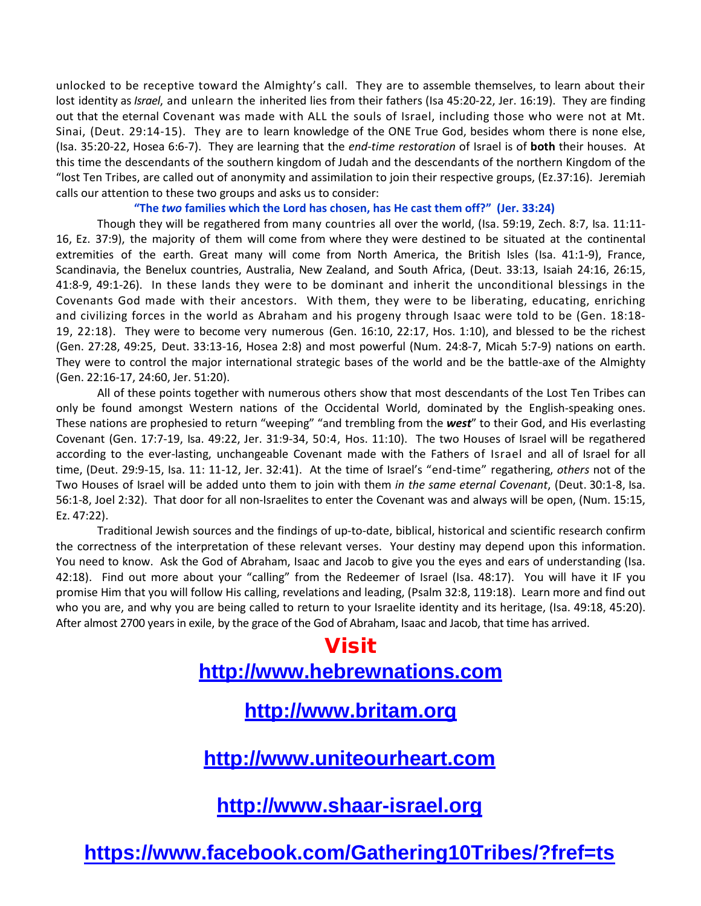unlocked to be receptive toward the Almighty's call. They are to assemble themselves, to learn about their lost identity as *Israel*, and unlearn the inherited lies from their fathers (Isa 45:20-22, Jer. 16:19). They are finding out that the eternal Covenant was made with ALL the souls of Israel, including those who were not at Mt. Sinai, (Deut. 29:14-15). They are to learn knowledge of the ONE True God, besides whom there is none else, (Isa. 35:20-22, Hosea 6:6-7). They are learning that the *end-time restoration* of Israel is of **both** their houses. At this time the descendants of the southern kingdom of Judah and the descendants of the northern Kingdom of the "lost Ten Tribes, are called out of anonymity and assimilation to join their respective groups, (Ez.37:16). Jeremiah calls our attention to these two groups and asks us to consider:

**"The *two* families which the Lord has chosen, has He cast them off?" (Jer. 33:24)**

Though they will be regathered from many countries all over the world, (Isa. 59:19, Zech. 8:7, Isa. 11:11-16, Ez. 37:9), the majority of them will come from where they were destined to be situated at the continental extremities of the earth. Great many will come from North America, the British Isles (Isa. 41:1-9), France, Scandinavia, the Benelux countries, Australia, New Zealand, and South Africa, (Deut. 33:13, Isaiah 24:16, 26:15, 41:8-9, 49:1-26). In these lands they were to be dominant and inherit the unconditional blessings in the Covenants God made with their ancestors. With them, they were to be liberating, educating, enriching and civilizing forces in the world as Abraham and his progeny through Isaac were told to be (Gen. 18:18-19, 22:18). They were to become very numerous (Gen. 16:10, 22:17, Hos. 1:10), and blessed to be the richest (Gen. 27:28, 49:25, Deut. 33:13-16, Hosea 2:8) and most powerful (Num. 24:8-7, Micah 5:7-9) nations on earth. They were to control the major international strategic bases of the world and be the battle-axe of the Almighty (Gen. 22:16-17, 24:60, Jer. 51:20).

All of these points together with numerous others show that most descendants of the Lost Ten Tribes can only be found amongst Western nations of the Occidental World, dominated by the English-speaking ones. These nations are prophesied to return "weeping" "and trembling from the ***west***" to their God, and His everlasting Covenant (Gen. 17:7-19, Isa. 49:22, Jer. 31:9-34, 50:4, Hos. 11:10). The two Houses of Israel will be regathered according to the ever-lasting, unchangeable Covenant made with the Fathers of Israel and all of Israel for all time, (Deut. 29:9-15, Isa. 11: 11-12, Jer. 32:41). At the time of Israel's "end-time" regathering, *others* not of the Two Houses of Israel will be added unto them to join with them *in the same eternal Covenant*, (Deut. 30:1-8, Isa. 56:1-8, Joel 2:32). That door for all non-Israelites to enter the Covenant was and always will be open, (Num. 15:15, Ez. 47:22).

Traditional Jewish sources and the findings of up-to-date, biblical, historical and scientific research confirm the correctness of the interpretation of these relevant verses. Your destiny may depend upon this information. You need to know. Ask the God of Abraham, Isaac and Jacob to give you the eyes and ears of understanding (Isa. 42:18). Find out more about your "calling" from the Redeemer of Israel (Isa. 48:17). You will have it IF you promise Him that you will follow His calling, revelations and leading, (Psalm 32:8, 119:18). Learn more and find out who you are, and why you are being called to return to your Israelite identity and its heritage, (Isa. 49:18, 45:20). After almost 2700 years in exile, by the grace of the God of Abraham, Isaac and Jacob, that time has arrived.

**Visit**

**http://www.hebrewnations.com**

**http://www.britam.org**

**http://www.uniteourheart.com**

**http://www.shaar-israel.org**

**https://www.facebook.com/Gathering10Tribes/?fref=ts**